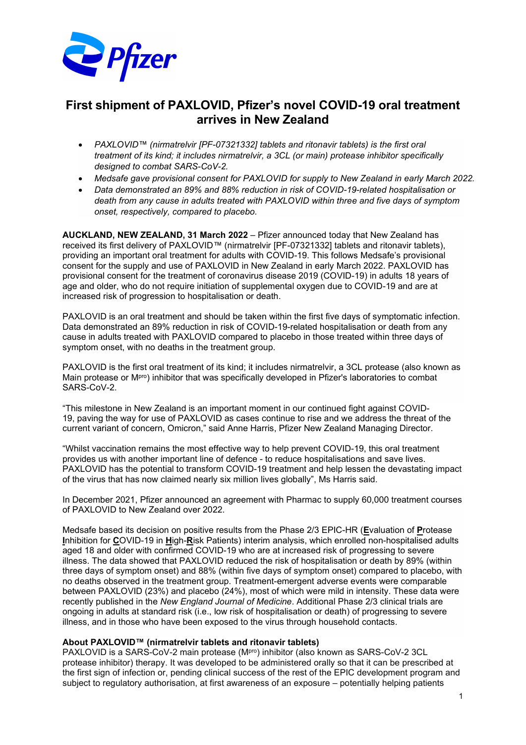# First shipment of PAXLOVID, Pfizer's novel COVID-19 oral treatment arrives in New Zealand

- *PAXLOVID™ (nirmatrelvir [PF-07321332] tablets and ritonavir tablets) is the first oral treatment of its kind; it includes nirmatrelvir, a 3CL (or main) protease inhibitor specifically designed to combat SARS-CoV-2.*
- *Medsafe gave provisional consent for PAXLOVID for supply to New Zealand in early March 2022.*
- *Data demonstrated an 89% and 88% reduction in risk of COVID-19-related hospitalisation or death from any cause in adults treated with PAXLOVID within three and five days of symptom onset, respectively, compared to placebo.*

**AUCKLAND, NEW ZEALAND, 31 March 2022** – Pfizer announced today that New Zealand has received its first delivery of PAXLOVID™ (nirmatrelvir [PF-07321332] tablets and ritonavir tablets), providing an important oral treatment for adults with COVID-19. This follows Medsafe's provisional consent for the supply and use of PAXLOVID in New Zealand in early March 2022. PAXLOVID has provisional consent for the treatment of coronavirus disease 2019 (COVID-19) in adults 18 years of age and older, who do not require initiation of supplemental oxygen due to COVID-19 and are at increased risk of progression to hospitalisation or death.

PAXLOVID is an oral treatment and should be taken within the first five days of symptomatic infection. Data demonstrated an 89% reduction in risk of COVID-19-related hospitalisation or death from any cause in adults treated with PAXLOVID compared to placebo in those treated within three days of symptom onset, with no deaths in the treatment group.

PAXLOVID is the first oral treatment of its kind; it includes nirmatrelvir, a 3CL protease (also known as Main protease or M$^{pro}$) inhibitor that was specifically developed in Pfizer's laboratories to combat SARS-CoV-2.

"This milestone in New Zealand is an important moment in our continued fight against COVID-19, paving the way for use of PAXLOVID as cases continue to rise and we address the threat of the current variant of concern, Omicron," said Anne Harris, Pfizer New Zealand Managing Director.

"Whilst vaccination remains the most effective way to help prevent COVID-19, this oral treatment provides us with another important line of defence - to reduce hospitalisations and save lives. PAXLOVID has the potential to transform COVID-19 treatment and help lessen the devastating impact of the virus that has now claimed nearly six million lives globally", Ms Harris said.

In December 2021, Pfizer announced an agreement with Pharmac to supply 60,000 treatment courses of PAXLOVID to New Zealand over 2022.

Medsafe based its decision on positive results from the Phase 2/3 EPIC-HR (**E**valuation of **P**rotease **I**nhibition for **C**OVID-19 in **H**igh-**R**isk Patients) interim analysis, which enrolled non-hospitalised adults aged 18 and older with confirmed COVID-19 who are at increased risk of progressing to severe illness. The data showed that PAXLOVID reduced the risk of hospitalisation or death by 89% (within three days of symptom onset) and 88% (within five days of symptom onset) compared to placebo, with no deaths observed in the treatment group. Treatment-emergent adverse events were comparable between PAXLOVID (23%) and placebo (24%), most of which were mild in intensity. These data were recently published in the *New England Journal of Medicine*. Additional Phase 2/3 clinical trials are ongoing in adults at standard risk (i.e., low risk of hospitalisation or death) of progressing to severe illness, and in those who have been exposed to the virus through household contacts.

**About PAXLOVID™ (nirmatrelvir tablets and ritonavir tablets)**

PAXLOVID is a SARS-CoV-2 main protease (M$^{pro}$) inhibitor (also known as SARS-CoV-2 3CL protease inhibitor) therapy. It was developed to be administered orally so that it can be prescribed at the first sign of infection or, pending clinical success of the rest of the EPIC development program and subject to regulatory authorisation, at first awareness of an exposure – potentially helping patients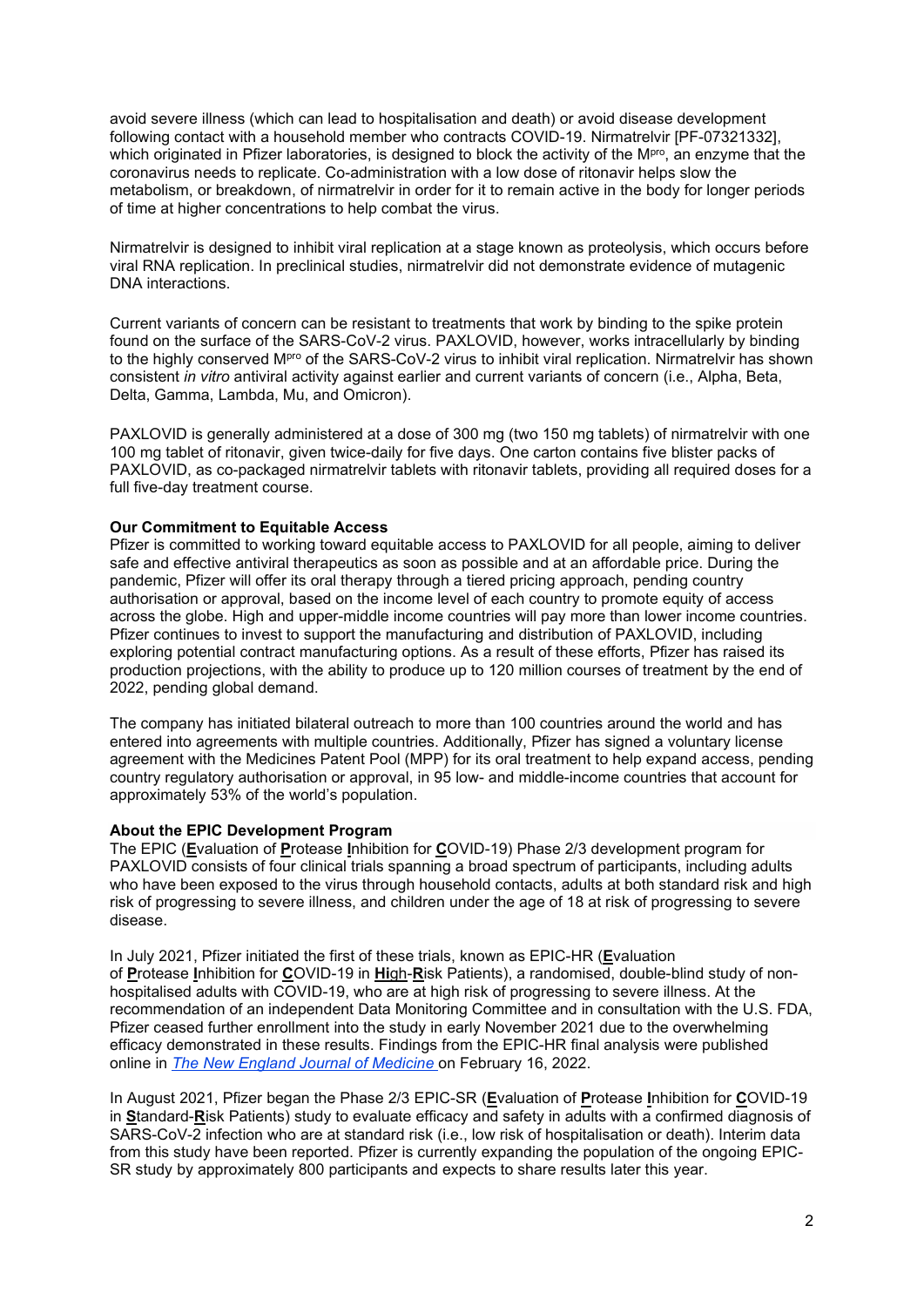avoid severe illness (which can lead to hospitalisation and death) or avoid disease development following contact with a household member who contracts COVID-19. Nirmatrelvir [PF-07321332], which originated in Pfizer laboratories, is designed to block the activity of the $M^{pro}$, an enzyme that the coronavirus needs to replicate. Co-administration with a low dose of ritonavir helps slow the metabolism, or breakdown, of nirmatrelvir in order for it to remain active in the body for longer periods of time at higher concentrations to help combat the virus.

Nirmatrelvir is designed to inhibit viral replication at a stage known as proteolysis, which occurs before viral RNA replication. In preclinical studies, nirmatrelvir did not demonstrate evidence of mutagenic DNA interactions.

Current variants of concern can be resistant to treatments that work by binding to the spike protein found on the surface of the SARS-CoV-2 virus. PAXLOVID, however, works intracellularly by binding to the highly conserved $M^{pro}$ of the SARS-CoV-2 virus to inhibit viral replication. Nirmatrelvir has shown consistent *in vitro* antiviral activity against earlier and current variants of concern (i.e., Alpha, Beta, Delta, Gamma, Lambda, Mu, and Omicron).

PAXLOVID is generally administered at a dose of 300 mg (two 150 mg tablets) of nirmatrelvir with one 100 mg tablet of ritonavir, given twice-daily for five days. One carton contains five blister packs of PAXLOVID, as co-packaged nirmatrelvir tablets with ritonavir tablets, providing all required doses for a full five-day treatment course.

**Our Commitment to Equitable Access**

Pfizer is committed to working toward equitable access to PAXLOVID for all people, aiming to deliver safe and effective antiviral therapeutics as soon as possible and at an affordable price. During the pandemic, Pfizer will offer its oral therapy through a tiered pricing approach, pending country authorisation or approval, based on the income level of each country to promote equity of access across the globe. High and upper-middle income countries will pay more than lower income countries. Pfizer continues to invest to support the manufacturing and distribution of PAXLOVID, including exploring potential contract manufacturing options. As a result of these efforts, Pfizer has raised its production projections, with the ability to produce up to 120 million courses of treatment by the end of 2022, pending global demand.

The company has initiated bilateral outreach to more than 100 countries around the world and has entered into agreements with multiple countries. Additionally, Pfizer has signed a voluntary license agreement with the Medicines Patent Pool (MPP) for its oral treatment to help expand access, pending country regulatory authorisation or approval, in 95 low- and middle-income countries that account for approximately 53% of the world's population.

**About the EPIC Development Program**

The EPIC (**E**valuation of **P**rotease **I**nhibition for **C**OVID-19) Phase 2/3 development program for PAXLOVID consists of four clinical trials spanning a broad spectrum of participants, including adults who have been exposed to the virus through household contacts, adults at both standard risk and high risk of progressing to severe illness, and children under the age of 18 at risk of progressing to severe disease.

In July 2021, Pfizer initiated the first of these trials, known as EPIC-HR (**E**valuation of **P**rotease **I**nhibition for **C**OVID-19 in **Hi**gh-**R**isk Patients), a randomised, double-blind study of non-hospitalised adults with COVID-19, who are at high risk of progressing to severe illness. At the recommendation of an independent Data Monitoring Committee and in consultation with the U.S. FDA, Pfizer ceased further enrollment into the study in early November 2021 due to the overwhelming efficacy demonstrated in these results. Findings from the EPIC-HR final analysis were published online in *The New England Journal of Medicine* on February 16, 2022.

In August 2021, Pfizer began the Phase 2/3 EPIC-SR (**E**valuation of **P**rotease **I**nhibition for **C**OVID-19 in **S**tandard-**R**isk Patients) study to evaluate efficacy and safety in adults with a confirmed diagnosis of SARS-CoV-2 infection who are at standard risk (i.e., low risk of hospitalisation or death). Interim data from this study have been reported. Pfizer is currently expanding the population of the ongoing EPIC-SR study by approximately 800 participants and expects to share results later this year.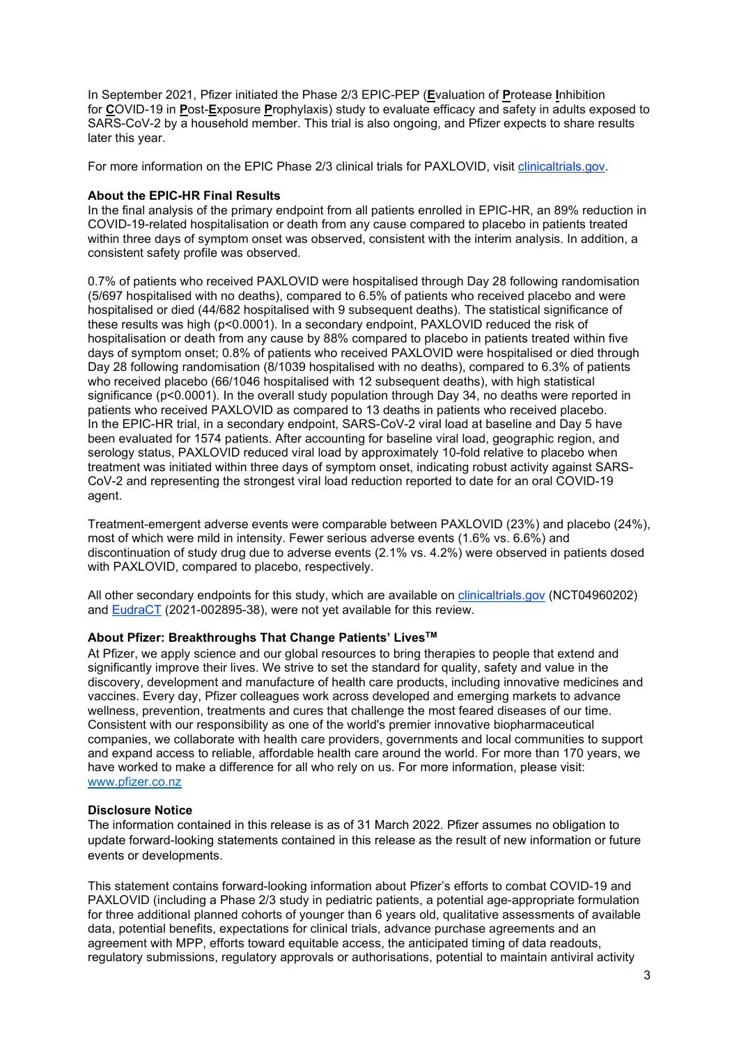In September 2021, Pfizer initiated the Phase 2/3 EPIC-PEP (**E**valuation of **P**rotease **I**nhibition for **C**OVID-19 in **P**ost-**E**xposure **P**rophylaxis) study to evaluate efficacy and safety in adults exposed to SARS-CoV-2 by a household member. This trial is also ongoing, and Pfizer expects to share results later this year.

For more information on the EPIC Phase 2/3 clinical trials for PAXLOVID, visit [clinicaltrials.gov](clinicaltrials.gov).

**About the EPIC-HR Final Results**

In the final analysis of the primary endpoint from all patients enrolled in EPIC-HR, an 89% reduction in COVID-19-related hospitalisation or death from any cause compared to placebo in patients treated within three days of symptom onset was observed, consistent with the interim analysis. In addition, a consistent safety profile was observed.

0.7% of patients who received PAXLOVID were hospitalised through Day 28 following randomisation (5/697 hospitalised with no deaths), compared to 6.5% of patients who received placebo and were hospitalised or died (44/682 hospitalised with 9 subsequent deaths). The statistical significance of these results was high ($p<0.0001$). In a secondary endpoint, PAXLOVID reduced the risk of hospitalisation or death from any cause by 88% compared to placebo in patients treated within five days of symptom onset; 0.8% of patients who received PAXLOVID were hospitalised or died through Day 28 following randomisation (8/1039 hospitalised with no deaths), compared to 6.3% of patients who received placebo (66/1046 hospitalised with 12 subsequent deaths), with high statistical significance ($p<0.0001$). In the overall study population through Day 34, no deaths were reported in patients who received PAXLOVID as compared to 13 deaths in patients who received placebo. In the EPIC-HR trial, in a secondary endpoint, SARS-CoV-2 viral load at baseline and Day 5 have been evaluated for 1574 patients. After accounting for baseline viral load, geographic region, and serology status, PAXLOVID reduced viral load by approximately 10-fold relative to placebo when treatment was initiated within three days of symptom onset, indicating robust activity against SARS-CoV-2 and representing the strongest viral load reduction reported to date for an oral COVID-19 agent.

Treatment-emergent adverse events were comparable between PAXLOVID (23%) and placebo (24%), most of which were mild in intensity. Fewer serious adverse events (1.6% vs. 6.6%) and discontinuation of study drug due to adverse events (2.1% vs. 4.2%) were observed in patients dosed with PAXLOVID, compared to placebo, respectively.

All other secondary endpoints for this study, which are available on [clinicaltrials.gov](clinicaltrials.gov) (NCT04960202) and [EudraCT](EudraCT) (2021-002895-38), were not yet available for this review.

**About Pfizer: Breakthroughs That Change Patients' Lives[TM]**

At Pfizer, we apply science and our global resources to bring therapies to people that extend and significantly improve their lives. We strive to set the standard for quality, safety and value in the discovery, development and manufacture of health care products, including innovative medicines and vaccines. Every day, Pfizer colleagues work across developed and emerging markets to advance wellness, prevention, treatments and cures that challenge the most feared diseases of our time. Consistent with our responsibility as one of the world's premier innovative biopharmaceutical companies, we collaborate with health care providers, governments and local communities to support and expand access to reliable, affordable health care around the world. For more than 170 years, we have worked to make a difference for all who rely on us. For more information, please visit: [www.pfizer.co.nz](www.pfizer.co.nz)

**Disclosure Notice**

The information contained in this release is as of 31 March 2022. Pfizer assumes no obligation to update forward-looking statements contained in this release as the result of new information or future events or developments.

This statement contains forward-looking information about Pfizer's efforts to combat COVID-19 and PAXLOVID (including a Phase 2/3 study in pediatric patients, a potential age-appropriate formulation for three additional planned cohorts of younger than 6 years old, qualitative assessments of available data, potential benefits, expectations for clinical trials, advance purchase agreements and an agreement with MPP, efforts toward equitable access, the anticipated timing of data readouts, regulatory submissions, regulatory approvals or authorisations, potential to maintain antiviral activity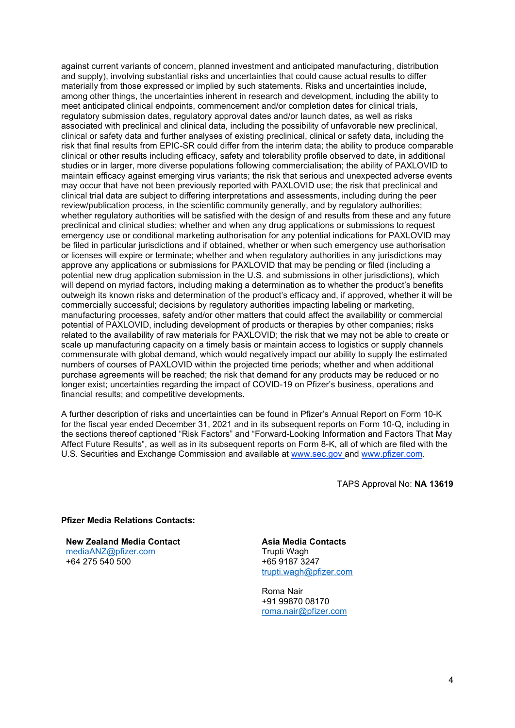against current variants of concern, planned investment and anticipated manufacturing, distribution and supply), involving substantial risks and uncertainties that could cause actual results to differ materially from those expressed or implied by such statements. Risks and uncertainties include, among other things, the uncertainties inherent in research and development, including the ability to meet anticipated clinical endpoints, commencement and/or completion dates for clinical trials, regulatory submission dates, regulatory approval dates and/or launch dates, as well as risks associated with preclinical and clinical data, including the possibility of unfavorable new preclinical, clinical or safety data and further analyses of existing preclinical, clinical or safety data, including the risk that final results from EPIC-SR could differ from the interim data; the ability to produce comparable clinical or other results including efficacy, safety and tolerability profile observed to date, in additional studies or in larger, more diverse populations following commercialisation; the ability of PAXLOVID to maintain efficacy against emerging virus variants; the risk that serious and unexpected adverse events may occur that have not been previously reported with PAXLOVID use; the risk that preclinical and clinical trial data are subject to differing interpretations and assessments, including during the peer review/publication process, in the scientific community generally, and by regulatory authorities; whether regulatory authorities will be satisfied with the design of and results from these and any future preclinical and clinical studies; whether and when any drug applications or submissions to request emergency use or conditional marketing authorisation for any potential indications for PAXLOVID may be filed in particular jurisdictions and if obtained, whether or when such emergency use authorisation or licenses will expire or terminate; whether and when regulatory authorities in any jurisdictions may approve any applications or submissions for PAXLOVID that may be pending or filed (including a potential new drug application submission in the U.S. and submissions in other jurisdictions), which will depend on myriad factors, including making a determination as to whether the product's benefits outweigh its known risks and determination of the product's efficacy and, if approved, whether it will be commercially successful; decisions by regulatory authorities impacting labeling or marketing, manufacturing processes, safety and/or other matters that could affect the availability or commercial potential of PAXLOVID, including development of products or therapies by other companies; risks related to the availability of raw materials for PAXLOVID; the risk that we may not be able to create or scale up manufacturing capacity on a timely basis or maintain access to logistics or supply channels commensurate with global demand, which would negatively impact our ability to supply the estimated numbers of courses of PAXLOVID within the projected time periods; whether and when additional purchase agreements will be reached; the risk that demand for any products may be reduced or no longer exist; uncertainties regarding the impact of COVID-19 on Pfizer's business, operations and financial results; and competitive developments.

A further description of risks and uncertainties can be found in Pfizer's Annual Report on Form 10-K for the fiscal year ended December 31, 2021 and in its subsequent reports on Form 10-Q, including in the sections thereof captioned "Risk Factors" and "Forward-Looking Information and Factors That May Affect Future Results", as well as in its subsequent reports on Form 8-K, all of which are filed with the U.S. Securities and Exchange Commission and available at www.sec.gov and www.pfizer.com.

TAPS Approval No: **NA 13619**

**Pfizer Media Relations Contacts:**

**New Zealand Media Contact**
mediaANZ@pfizer.com
+64 275 540 500

**Asia Media Contacts**
Trupti Wagh
+65 9187 3247
trupti.wagh@pfizer.com

Roma Nair
+91 99870 08170
roma.nair@pfizer.com